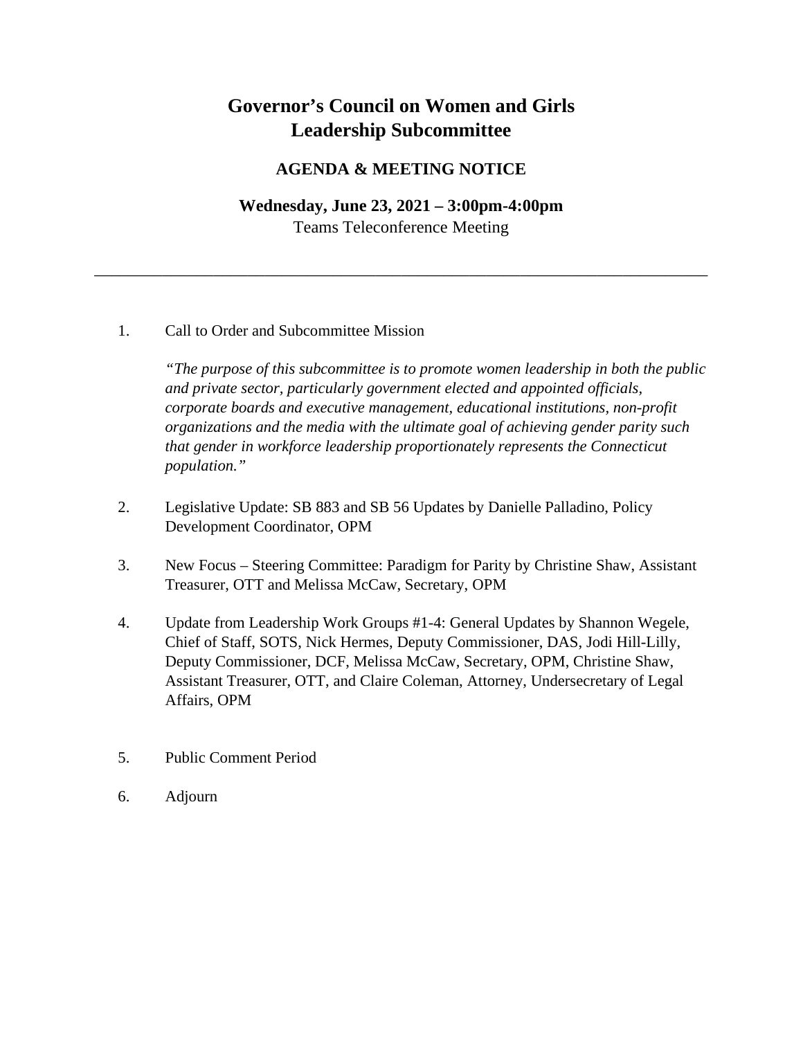# Governor's Council on Women and Girls
# Leadership Subcommittee

## AGENDA & MEETING NOTICE

**Wednesday, June 23, 2021 – 3:00pm-4:00pm**
Teams Teleconference Meeting

---

1. Call to Order and Subcommittee Mission

   *"The purpose of this subcommittee is to promote women leadership in both the public and private sector, particularly government elected and appointed officials, corporate boards and executive management, educational institutions, non-profit organizations and the media with the ultimate goal of achieving gender parity such that gender in workforce leadership proportionately represents the Connecticut population."*

2. Legislative Update: SB 883 and SB 56 Updates by Danielle Palladino, Policy Development Coordinator, OPM

3. New Focus – Steering Committee: Paradigm for Parity by Christine Shaw, Assistant Treasurer, OTT and Melissa McCaw, Secretary, OPM

4. Update from Leadership Work Groups #1-4: General Updates by Shannon Wegele, Chief of Staff, SOTS, Nick Hermes, Deputy Commissioner, DAS, Jodi Hill-Lilly, Deputy Commissioner, DCF, Melissa McCaw, Secretary, OPM, Christine Shaw, Assistant Treasurer, OTT, and Claire Coleman, Attorney, Undersecretary of Legal Affairs, OPM

5. Public Comment Period

6. Adjourn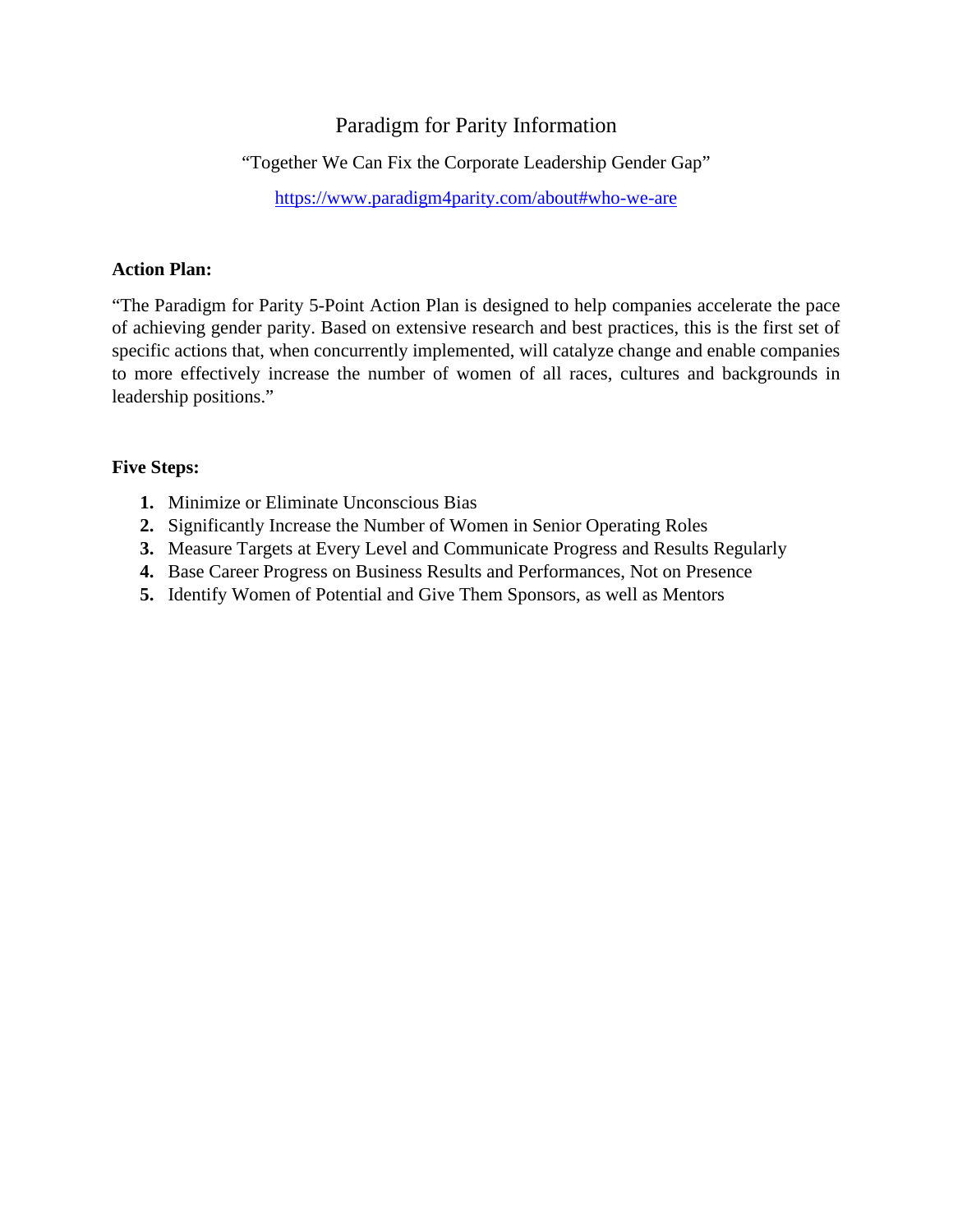# Paradigm for Parity Information

"Together We Can Fix the Corporate Leadership Gender Gap"

https://www.paradigm4parity.com/about#who-we-are

**Action Plan:**

"The Paradigm for Parity 5-Point Action Plan is designed to help companies accelerate the pace of achieving gender parity. Based on extensive research and best practices, this is the first set of specific actions that, when concurrently implemented, will catalyze change and enable companies to more effectively increase the number of women of all races, cultures and backgrounds in leadership positions."

**Five Steps:**

1. Minimize or Eliminate Unconscious Bias
2. Significantly Increase the Number of Women in Senior Operating Roles
3. Measure Targets at Every Level and Communicate Progress and Results Regularly
4. Base Career Progress on Business Results and Performances, Not on Presence
5. Identify Women of Potential and Give Them Sponsors, as well as Mentors